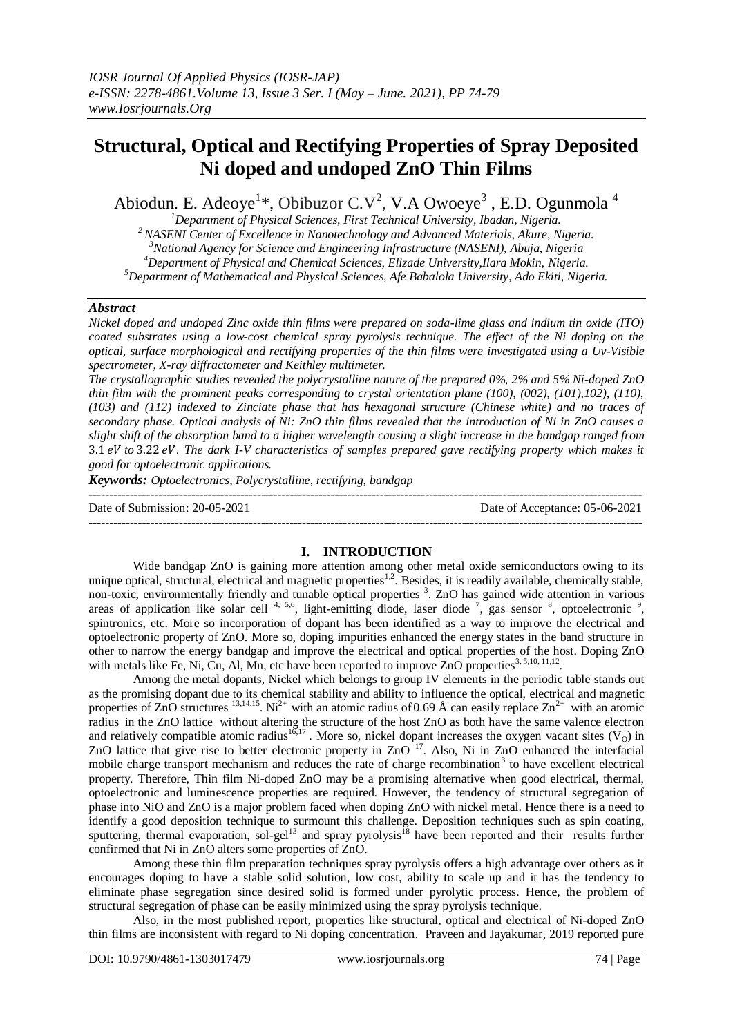# Structural, Optical and Rectifying Properties of Spray Deposited Ni doped and undoped ZnO Thin Films

Abiodun. E. Adeoye[1]*, Obibuzor C.V[2], V.A Owoeye[3] , E.D. Ogunmola [4]

[1]Department of Physical Sciences, First Technical University, Ibadan, Nigeria.
[2] NASENI Center of Excellence in Nanotechnology and Advanced Materials, Akure, Nigeria.
[3]National Agency for Science and Engineering Infrastructure (NASENI), Abuja, Nigeria
[4]Department of Physical and Chemical Sciences, Elizade University,Ilara Mokin, Nigeria.
[5]Department of Mathematical and Physical Sciences, Afe Babalola University, Ado Ekiti, Nigeria.

### *Abstract*

*Nickel doped and undoped Zinc oxide thin films were prepared on soda-lime glass and indium tin oxide (ITO) coated substrates using a low-cost chemical spray pyrolysis technique. The effect of the Ni doping on the optical, surface morphological and rectifying properties of the thin films were investigated using a Uv-Visible spectrometer, X-ray diffractometer and Keithley multimeter.*

*The crystallographic studies revealed the polycrystalline nature of the prepared 0%, 2% and 5% Ni-doped ZnO thin film with the prominent peaks corresponding to crystal orientation plane (100), (002), (101),102), (110), (103) and (112) indexed to Zinciate phase that has hexagonal structure (Chinese white) and no traces of secondary phase. Optical analysis of Ni: ZnO thin films revealed that the introduction of Ni in ZnO causes a slight shift of the absorption band to a higher wavelength causing a slight increase in the bandgap ranged from* $3.1\ eV$ *to* $3.22\ eV$*. The dark I-V characteristics of samples prepared gave rectifying property which makes it good for optoelectronic applications.*

***Keywords:*** *Optoelectronics, Polycrystalline, rectifying, bandgap*

---

Date of Submission: 20-05-2021 Date of Acceptance: 05-06-2021

---

## I. INTRODUCTION

Wide bandgap ZnO is gaining more attention among other metal oxide semiconductors owing to its unique optical, structural, electrical and magnetic properties[1,2]. Besides, it is readily available, chemically stable, non-toxic, environmentally friendly and tunable optical properties [3]. ZnO has gained wide attention in various areas of application like solar cell [4, 5,6], light-emitting diode, laser diode [7], gas sensor [8], optoelectronic [9], spintronics, etc. More so incorporation of dopant has been identified as a way to improve the electrical and optoelectronic property of ZnO. More so, doping impurities enhanced the energy states in the band structure in other to narrow the energy bandgap and improve the electrical and optical properties of the host. Doping ZnO with metals like Fe, Ni, Cu, Al, Mn, etc have been reported to improve ZnO properties[3, 5,10, 11,12].

Among the metal dopants, Nickel which belongs to group IV elements in the periodic table stands out as the promising dopant due to its chemical stability and ability to influence the optical, electrical and magnetic properties of ZnO structures [13,14,15]. $Ni^{2+}$ with an atomic radius of 0.69 Å can easily replace $Zn^{2+}$ with an atomic radius in the ZnO lattice without altering the structure of the host ZnO as both have the same valence electron and relatively compatible atomic radius[16,17]. More so, nickel dopant increases the oxygen vacant sites ($V_O$) in ZnO lattice that give rise to better electronic property in ZnO [17]. Also, Ni in ZnO enhanced the interfacial mobile charge transport mechanism and reduces the rate of charge recombination[3] to have excellent electrical property. Therefore, Thin film Ni-doped ZnO may be a promising alternative when good electrical, thermal, optoelectronic and luminescence properties are required. However, the tendency of structural segregation of phase into NiO and ZnO is a major problem faced when doping ZnO with nickel metal. Hence there is a need to identify a good deposition technique to surmount this challenge. Deposition techniques such as spin coating, sputtering, thermal evaporation, sol-gel[13] and spray pyrolysis[18] have been reported and their results further confirmed that Ni in ZnO alters some properties of ZnO.

Among these thin film preparation techniques spray pyrolysis offers a high advantage over others as it encourages doping to have a stable solid solution, low cost, ability to scale up and it has the tendency to eliminate phase segregation since desired solid is formed under pyrolytic process. Hence, the problem of structural segregation of phase can be easily minimized using the spray pyrolysis technique.

Also, in the most published report, properties like structural, optical and electrical of Ni-doped ZnO thin films are inconsistent with regard to Ni doping concentration. Praveen and Jayakumar, 2019 reported pure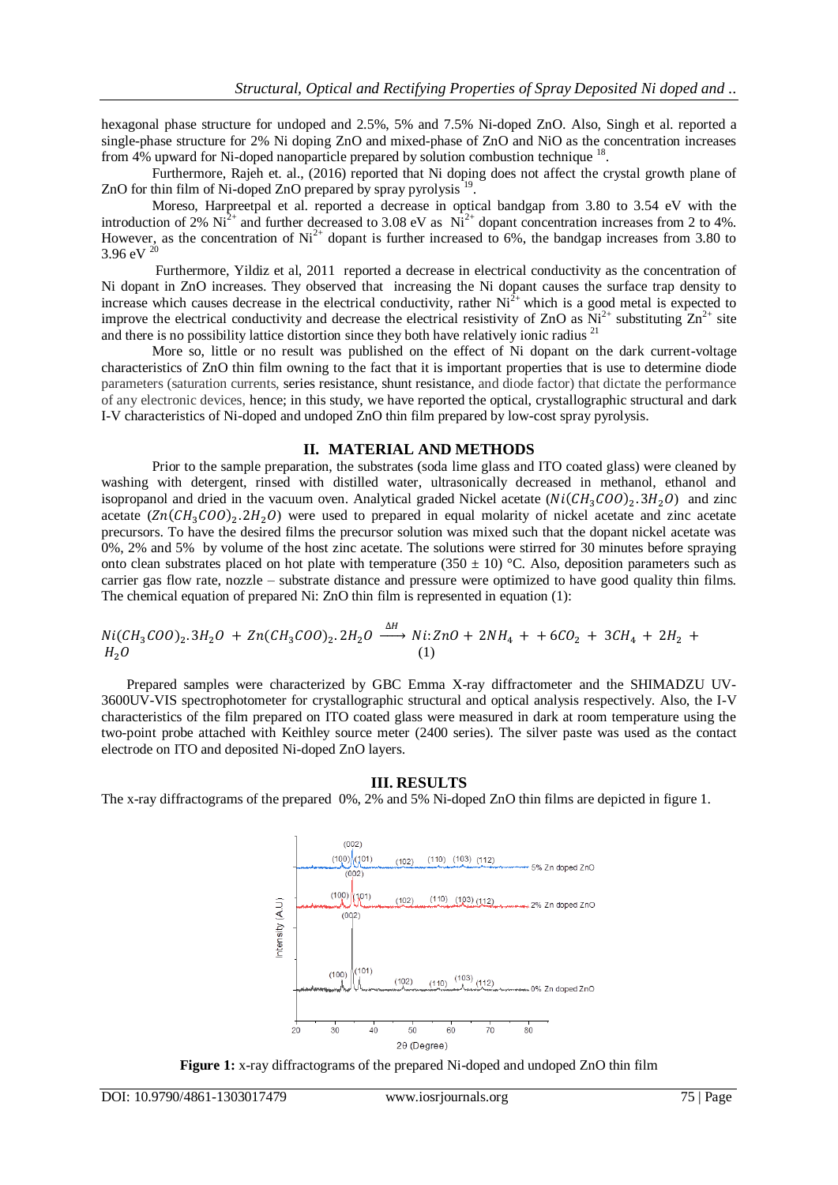hexagonal phase structure for undoped and 2.5%, 5% and 7.5% Ni-doped ZnO. Also, Singh et al. reported a single-phase structure for 2% Ni doping ZnO and mixed-phase of ZnO and NiO as the concentration increases from 4% upward for Ni-doped nanoparticle prepared by solution combustion technique [18].

Furthermore, Rajeh et. al., (2016) reported that Ni doping does not affect the crystal growth plane of ZnO for thin film of Ni-doped ZnO prepared by spray pyrolysis [19].

Moreso, Harpreetpal et al. reported a decrease in optical bandgap from 3.80 to 3.54 eV with the introduction of 2% $Ni^{2+}$ and further decreased to 3.08 eV as $Ni^{2+}$ dopant concentration increases from 2 to 4%. However, as the concentration of $Ni^{2+}$ dopant is further increased to 6%, the bandgap increases from 3.80 to 3.96 eV [20]

Furthermore, Yildiz et al, 2011 reported a decrease in electrical conductivity as the concentration of Ni dopant in ZnO increases. They observed that increasing the Ni dopant causes the surface trap density to increase which causes decrease in the electrical conductivity, rather $Ni^{2+}$ which is a good metal is expected to improve the electrical conductivity and decrease the electrical resistivity of ZnO as $Ni^{2+}$ substituting $Zn^{2+}$ site and there is no possibility lattice distortion since they both have relatively ionic radius [21]

More so, little or no result was published on the effect of Ni dopant on the dark current-voltage characteristics of ZnO thin film owning to the fact that it is important properties that is use to determine diode parameters (saturation currents, series resistance, shunt resistance, and diode factor) that dictate the performance of any electronic devices, hence; in this study, we have reported the optical, crystallographic structural and dark I-V characteristics of Ni-doped and undoped ZnO thin film prepared by low-cost spray pyrolysis.

## II. MATERIAL AND METHODS

Prior to the sample preparation, the substrates (soda lime glass and ITO coated glass) were cleaned by washing with detergent, rinsed with distilled water, ultrasonically decreased in methanol, ethanol and isopropanol and dried in the vacuum oven. Analytical graded Nickel acetate ($Ni(CH_3COO)_2.3H_2O$) and zinc acetate ($Zn(CH_3COO)_2.2H_2O$) were used to prepared in equal molarity of nickel acetate and zinc acetate precursors. To have the desired films the precursor solution was mixed such that the dopant nickel acetate was 0%, 2% and 5% by volume of the host zinc acetate. The solutions were stirred for 30 minutes before spraying onto clean substrates placed on hot plate with temperature (350 ± 10) °C. Also, deposition parameters such as carrier gas flow rate, nozzle – substrate distance and pressure were optimized to have good quality thin films. The chemical equation of prepared Ni: ZnO thin film is represented in equation (1):

$$Ni(CH_3COO)_2.3H_2O + Zn(CH_3COO)_2.2H_2O \xrightarrow{\Delta H} Ni{:}ZnO + 2NH_4 + +6CO_2 + 3CH_4 + 2H_2 + H_2O \quad (1)$$

Prepared samples were characterized by GBC Emma X-ray diffractometer and the SHIMADZU UV-3600UV-VIS spectrophotometer for crystallographic structural and optical analysis respectively. Also, the I-V characteristics of the film prepared on ITO coated glass were measured in dark at room temperature using the two-point probe attached with Keithley source meter (2400 series). The silver paste was used as the contact electrode on ITO and deposited Ni-doped ZnO layers.

## III. RESULTS

The x-ray diffractograms of the prepared 0%, 2% and 5% Ni-doped ZnO thin films are depicted in figure 1.

**Figure 1:** x-ray diffractograms of the prepared Ni-doped and undoped ZnO thin film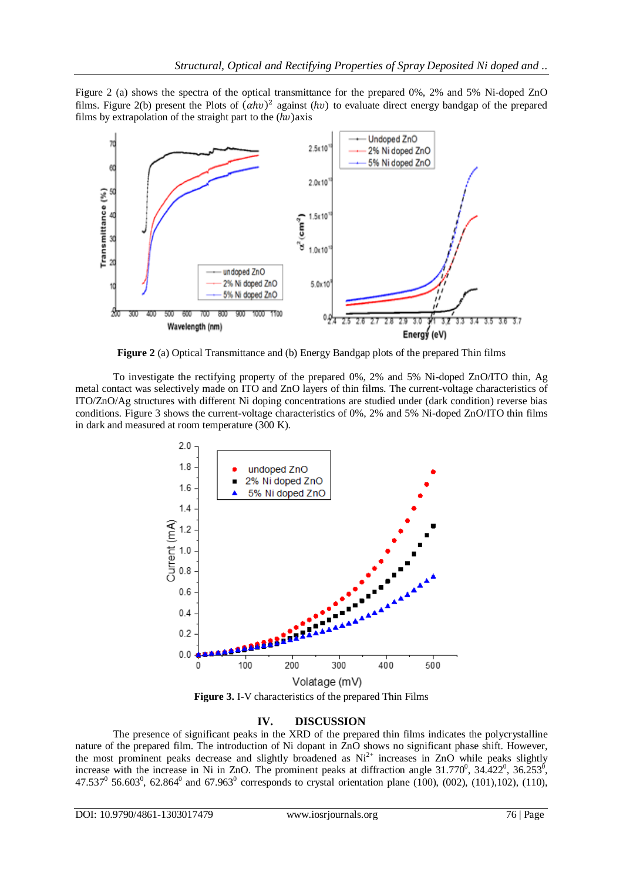Figure 2 (a) shows the spectra of the optical transmittance for the prepared 0%, 2% and 5% Ni-doped ZnO films. Figure 2(b) present the Plots of $(\alpha h\upsilon)^2$ against $(h\upsilon)$ to evaluate direct energy bandgap of the prepared films by extrapolation of the straight part to the $(h\upsilon)$axis

**Figure 2** (a) Optical Transmittance and (b) Energy Bandgap plots of the prepared Thin films

To investigate the rectifying property of the prepared 0%, 2% and 5% Ni-doped ZnO/ITO thin, Ag metal contact was selectively made on ITO and ZnO layers of thin films. The current-voltage characteristics of ITO/ZnO/Ag structures with different Ni doping concentrations are studied under (dark condition) reverse bias conditions. Figure 3 shows the current-voltage characteristics of 0%, 2% and 5% Ni-doped ZnO/ITO thin films in dark and measured at room temperature (300 K).

**Figure 3.** I-V characteristics of the prepared Thin Films

## IV. DISCUSSION

The presence of significant peaks in the XRD of the prepared thin films indicates the polycrystalline nature of the prepared film. The introduction of Ni dopant in ZnO shows no significant phase shift. However, the most prominent peaks decrease and slightly broadened as $Ni^{2+}$ increases in ZnO while peaks slightly increase with the increase in Ni in ZnO. The prominent peaks at diffraction angle $31.770^0$, $34.422^0$, $36.253^0$, $47.537^0$ $56.603^0$, $62.864^0$ and $67.963^0$ corresponds to crystal orientation plane (100), (002), (101),102), (110),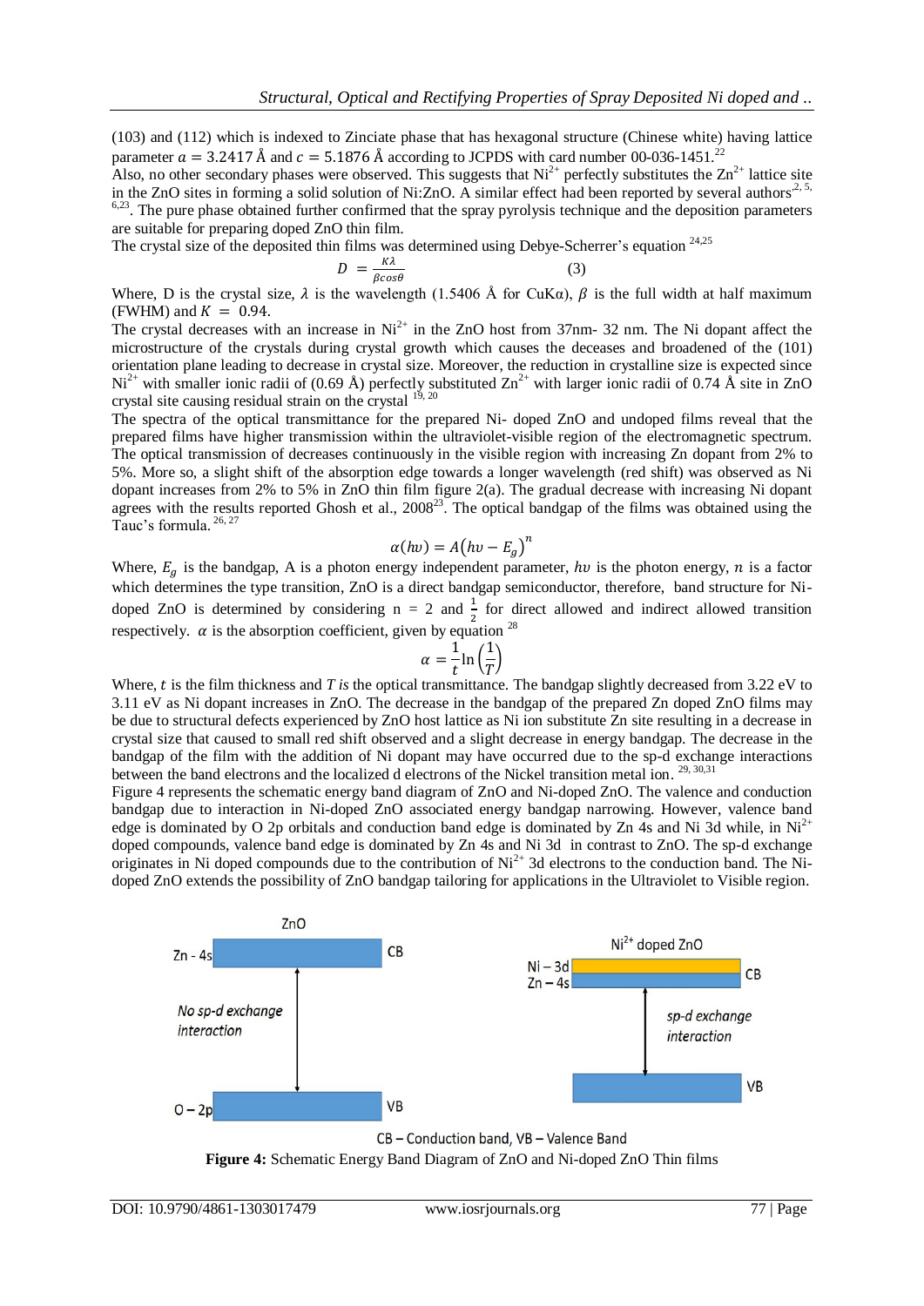(103) and (112) which is indexed to Zinciate phase that has hexagonal structure (Chinese white) having lattice parameter $a = 3.2417$ Å and $c = 5.1876$ Å according to JCPDS with card number 00-036-1451.[22]

Also, no other secondary phases were observed. This suggests that $Ni^{2+}$ perfectly substitutes the $Zn^{2+}$ lattice site in the ZnO sites in forming a solid solution of Ni:ZnO. A similar effect had been reported by several authors[2, 5, 6,23]. The pure phase obtained further confirmed that the spray pyrolysis technique and the deposition parameters are suitable for preparing doped ZnO thin film.

The crystal size of the deposited thin films was determined using Debye-Scherrer's equation [24,25]

$$D = \frac{K\lambda}{\beta cos\theta} \qquad (3)$$

Where, D is the crystal size, $\lambda$ is the wavelength (1.5406 Å for CuKα), $\beta$ is the full width at half maximum (FWHM) and $K = 0.94$.

The crystal decreases with an increase in $Ni^{2+}$ in the ZnO host from 37nm- 32 nm. The Ni dopant affect the microstructure of the crystals during crystal growth which causes the deceases and broadened of the (101) orientation plane leading to decrease in crystal size. Moreover, the reduction in crystalline size is expected since $Ni^{2+}$ with smaller ionic radii of (0.69 Å) perfectly substituted $Zn^{2+}$ with larger ionic radii of 0.74 Å site in ZnO crystal site causing residual strain on the crystal [19, 20]

The spectra of the optical transmittance for the prepared Ni- doped ZnO and undoped films reveal that the prepared films have higher transmission within the ultraviolet-visible region of the electromagnetic spectrum. The optical transmission of decreases continuously in the visible region with increasing Zn dopant from 2% to 5%. More so, a slight shift of the absorption edge towards a longer wavelength (red shift) was observed as Ni dopant increases from 2% to 5% in ZnO thin film figure 2(a). The gradual decrease with increasing Ni dopant agrees with the results reported Ghosh et al., 2008[23]. The optical bandgap of the films was obtained using the Tauc's formula. [26, 27]

$$\alpha(h\nu) = A\left(h\nu - E_g\right)^n$$

Where, $E_g$ is the bandgap, A is a photon energy independent parameter, $h\nu$ is the photon energy, $n$ is a factor which determines the type transition, ZnO is a direct bandgap semiconductor, therefore, band structure for Ni-doped ZnO is determined by considering n = 2 and $\frac{1}{2}$ for direct allowed and indirect allowed transition respectively. $\alpha$ is the absorption coefficient, given by equation [28]

$$\alpha = \frac{1}{t}\ln\left(\frac{1}{T}\right)$$

Where, $t$ is the film thickness and $T$ *is* the optical transmittance. The bandgap slightly decreased from 3.22 eV to 3.11 eV as Ni dopant increases in ZnO. The decrease in the bandgap of the prepared Zn doped ZnO films may be due to structural defects experienced by ZnO host lattice as Ni ion substitute Zn site resulting in a decrease in crystal size that caused to small red shift observed and a slight decrease in energy bandgap. The decrease in the bandgap of the film with the addition of Ni dopant may have occurred due to the sp-d exchange interactions between the band electrons and the localized d electrons of the Nickel transition metal ion. [29, 30,31]

Figure 4 represents the schematic energy band diagram of ZnO and Ni-doped ZnO. The valence and conduction bandgap due to interaction in Ni-doped ZnO associated energy bandgap narrowing. However, valence band edge is dominated by O 2p orbitals and conduction band edge is dominated by Zn 4s and Ni 3d while, in $Ni^{2+}$ doped compounds, valence band edge is dominated by Zn 4s and Ni 3d in contrast to ZnO. The sp-d exchange originates in Ni doped compounds due to the contribution of $Ni^{2+}$ 3d electrons to the conduction band. The Ni-doped ZnO extends the possibility of ZnO bandgap tailoring for applications in the Ultraviolet to Visible region.

CB – Conduction band, VB – Valence Band

**Figure 4:** Schematic Energy Band Diagram of ZnO and Ni-doped ZnO Thin films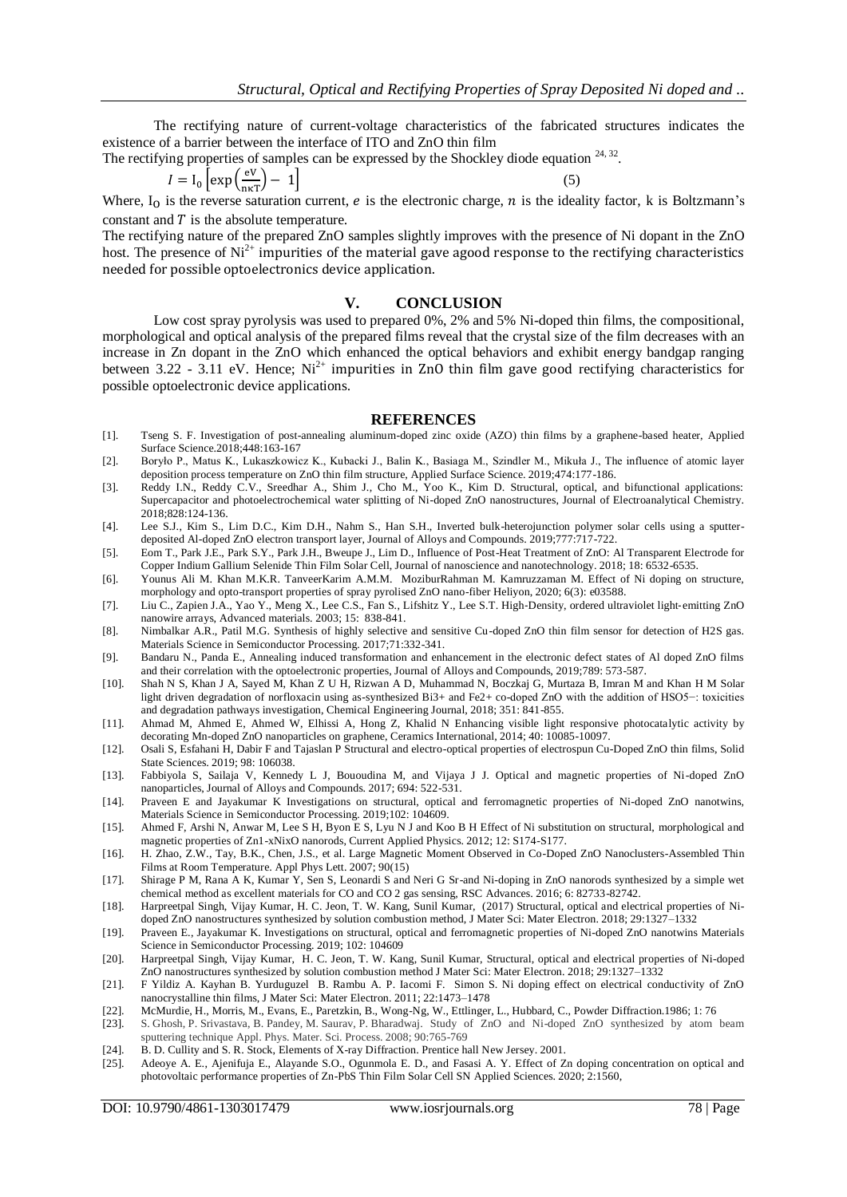The rectifying nature of current-voltage characteristics of the fabricated structures indicates the existence of a barrier between the interface of ITO and ZnO thin film

The rectifying properties of samples can be expressed by the Shockley diode equation [24, 32].

$$I = I_0 \left[\exp\left(\frac{eV}{n\kappa T}\right) - 1\right] \quad (5)$$

Where, $I_0$ is the reverse saturation current, $e$ is the electronic charge, $n$ is the ideality factor, k is Boltzmann's constant and $T$ is the absolute temperature.

The rectifying nature of the prepared ZnO samples slightly improves with the presence of Ni dopant in the ZnO host. The presence of $Ni^{2+}$ impurities of the material gave agood response to the rectifying characteristics needed for possible optoelectronics device application.

## V. CONCLUSION

Low cost spray pyrolysis was used to prepared 0%, 2% and 5% Ni-doped thin films, the compositional, morphological and optical analysis of the prepared films reveal that the crystal size of the film decreases with an increase in Zn dopant in the ZnO which enhanced the optical behaviors and exhibit energy bandgap ranging between 3.22 - 3.11 eV. Hence; $Ni^{2+}$ impurities in ZnO thin film gave good rectifying characteristics for possible optoelectronic device applications.

## REFERENCES

[1]. Tseng S. F. Investigation of post-annealing aluminum-doped zinc oxide (AZO) thin films by a graphene-based heater, Applied Surface Science.2018;448:163-167

[2]. Boryło P., Matus K., Lukaszkowicz K., Kubacki J., Balin K., Basiaga M., Szindler M., Mikuła J., The influence of atomic layer deposition process temperature on ZnO thin film structure, Applied Surface Science. 2019;474:177-186.

[3]. Reddy I.N., Reddy C.V., Sreedhar A., Shim J., Cho M., Yoo K., Kim D. Structural, optical, and bifunctional applications: Supercapacitor and photoelectrochemical water splitting of Ni-doped ZnO nanostructures, Journal of Electroanalytical Chemistry. 2018;828:124-136.

[4]. Lee S.J., Kim S., Lim D.C., Kim D.H., Nahm S., Han S.H., Inverted bulk-heterojunction polymer solar cells using a sputter-deposited Al-doped ZnO electron transport layer, Journal of Alloys and Compounds. 2019;777:717-722.

[5]. Eom T., Park J.E., Park S.Y., Park J.H., Bweupe J., Lim D., Influence of Post-Heat Treatment of ZnO: Al Transparent Electrode for Copper Indium Gallium Selenide Thin Film Solar Cell, Journal of nanoscience and nanotechnology. 2018; 18: 6532-6535.

[6]. Younus Ali M. Khan M.K.R. TanveerKarim A.M.M. MoziburRahman M. Kamruzzaman M. Effect of Ni doping on structure, morphology and opto-transport properties of spray pyrolised ZnO nano-fiber Heliyon, 2020; 6(3): e03588.

[7]. Liu C., Zapien J.A., Yao Y., Meng X., Lee C.S., Fan S., Lifshitz Y., Lee S.T. High-Density, ordered ultraviolet light-emitting ZnO nanowire arrays, Advanced materials. 2003; 15: 838-841.

[8]. Nimbalkar A.R., Patil M.G. Synthesis of highly selective and sensitive Cu-doped ZnO thin film sensor for detection of H2S gas. Materials Science in Semiconductor Processing. 2017;71:332-341.

[9]. Bandaru N., Panda E., Annealing induced transformation and enhancement in the electronic defect states of Al doped ZnO films and their correlation with the optoelectronic properties, Journal of Alloys and Compounds, 2019;789: 573-587.

[10]. Shah N S, Khan J A, Sayed M, Khan Z U H, Rizwan A D, Muhammad N, Boczkaj G, Murtaza B, Imran M and Khan H M Solar light driven degradation of norfloxacin using as-synthesized Bi3+ and Fe2+ co-doped ZnO with the addition of HSO5−: toxicities and degradation pathways investigation, Chemical Engineering Journal, 2018; 351: 841-855.

[11]. Ahmad M, Ahmed E, Ahmed W, Elhissi A, Hong Z, Khalid N Enhancing visible light responsive photocatalytic activity by decorating Mn-doped ZnO nanoparticles on graphene, Ceramics International, 2014; 40: 10085-10097.

[12]. Osali S, Esfahani H, Dabir F and Tajaslan P Structural and electro-optical properties of electrospun Cu-Doped ZnO thin films, Solid State Sciences. 2019; 98: 106038.

[13]. Fabbiyola S, Sailaja V, Kennedy L J, Bououdina M, and Vijaya J J. Optical and magnetic properties of Ni-doped ZnO nanoparticles, Journal of Alloys and Compounds. 2017; 694: 522-531.

[14]. Praveen E and Jayakumar K Investigations on structural, optical and ferromagnetic properties of Ni-doped ZnO nanotwins, Materials Science in Semiconductor Processing. 2019;102: 104609.

[15]. Ahmed F, Arshi N, Anwar M, Lee S H, Byon E S, Lyu N J and Koo B H Effect of Ni substitution on structural, morphological and magnetic properties of Zn1-xNixO nanorods, Current Applied Physics. 2012; 12: S174-S177.

[16]. H. Zhao, Z.W., Tay, B.K., Chen, J.S., et al. Large Magnetic Moment Observed in Co-Doped ZnO Nanoclusters-Assembled Thin Films at Room Temperature. Appl Phys Lett. 2007; 90(15)

[17]. Shirage P M, Rana A K, Kumar Y, Sen S, Leonardi S and Neri G Sr-and Ni-doping in ZnO nanorods synthesized by a simple wet chemical method as excellent materials for CO and CO 2 gas sensing, RSC Advances. 2016; 6: 82733-82742.

[18]. Harpreetpal Singh, Vijay Kumar, H. C. Jeon, T. W. Kang, Sunil Kumar, (2017) Structural, optical and electrical properties of Ni-doped ZnO nanostructures synthesized by solution combustion method, J Mater Sci: Mater Electron. 2018; 29:1327–1332

[19]. Praveen E., Jayakumar K. Investigations on structural, optical and ferromagnetic properties of Ni-doped ZnO nanotwins Materials Science in Semiconductor Processing. 2019; 102: 104609

[20]. Harpreetpal Singh, Vijay Kumar, H. C. Jeon, T. W. Kang, Sunil Kumar, Structural, optical and electrical properties of Ni-doped ZnO nanostructures synthesized by solution combustion method J Mater Sci: Mater Electron. 2018; 29:1327–1332

[21]. F Yildiz A. Kayhan B. Yurduguzel B. Rambu A. P. Iacomi F. Simon S. Ni doping effect on electrical conductivity of ZnO nanocrystalline thin films, J Mater Sci: Mater Electron. 2011; 22:1473–1478

[22]. McMurdie, H., Morris, M., Evans, E., Paretzkin, B., Wong-Ng, W., Ettlinger, L., Hubbard, C., Powder Diffraction.1986; 1: 76

[23]. S. Ghosh, P. Srivastava, B. Pandey, M. Saurav, P. Bharadwaj. Study of ZnO and Ni-doped ZnO synthesized by atom beam sputtering technique Appl. Phys. Mater. Sci. Process. 2008; 90:765-769

[24]. B. D. Cullity and S. R. Stock, Elements of X-ray Diffraction. Prentice hall New Jersey. 2001.

[25]. Adeoye A. E., Ajenifuja E., Alayande S.O., Ogunmola E. D., and Fasasi A. Y. Effect of Zn doping concentration on optical and photovoltaic performance properties of Zn-PbS Thin Film Solar Cell SN Applied Sciences. 2020; 2:1560,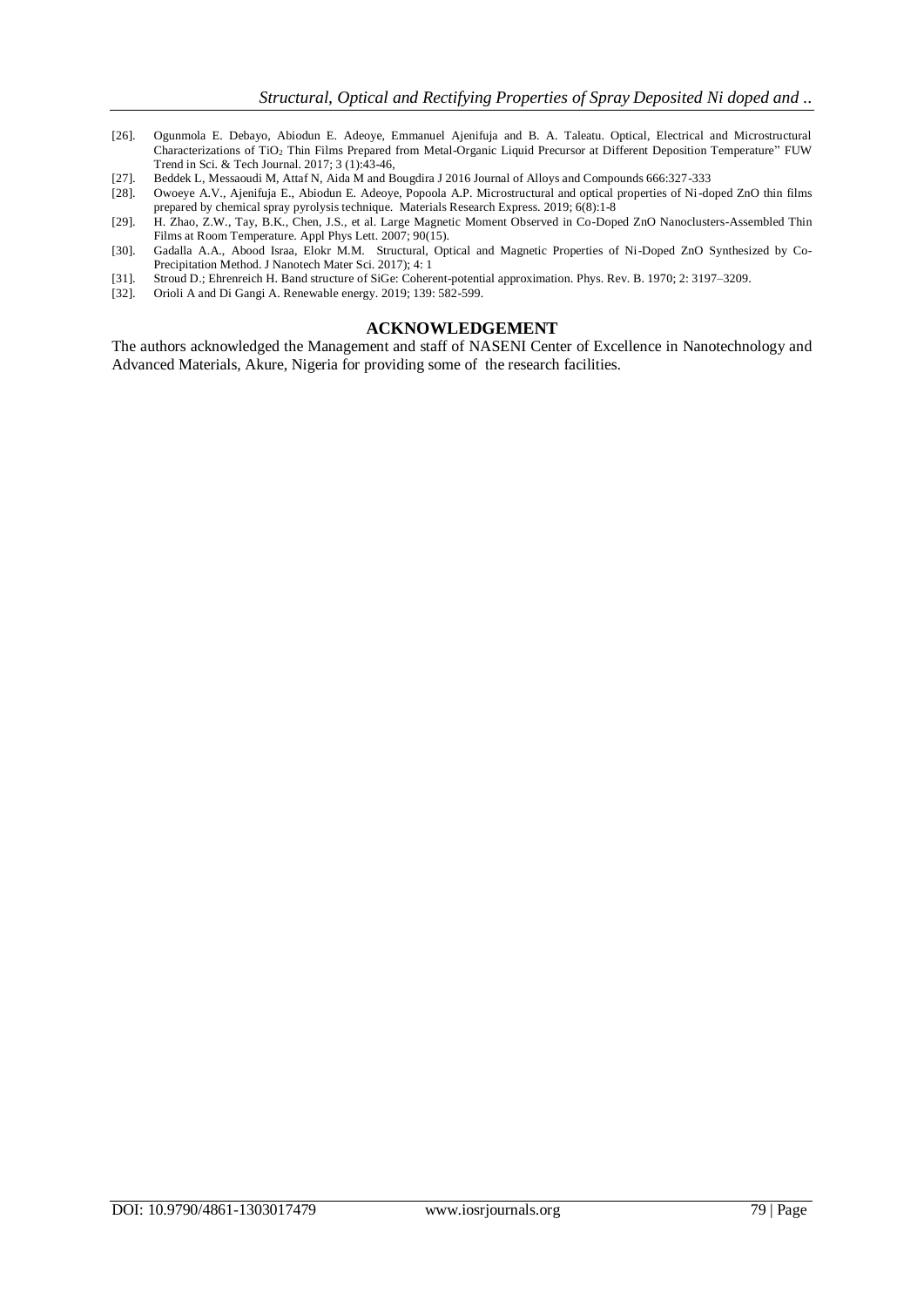[26]. Ogunmola E. Debayo, Abiodun E. Adeoye, Emmanuel Ajenifuja and B. A. Taleatu. Optical, Electrical and Microstructural Characterizations of $TiO_2$ Thin Films Prepared from Metal-Organic Liquid Precursor at Different Deposition Temperature" FUW Trend in Sci. & Tech Journal. 2017; 3 (1):43-46,

[27]. Beddek L, Messaoudi M, Attaf N, Aida M and Bougdira J 2016 Journal of Alloys and Compounds 666:327-333

[28]. Owoeye A.V., Ajenifuja E., Abiodun E. Adeoye, Popoola A.P. Microstructural and optical properties of Ni-doped ZnO thin films prepared by chemical spray pyrolysis technique. Materials Research Express. 2019; 6(8):1-8

[29]. H. Zhao, Z.W., Tay, B.K., Chen, J.S., et al. Large Magnetic Moment Observed in Co-Doped ZnO Nanoclusters-Assembled Thin Films at Room Temperature. Appl Phys Lett. 2007; 90(15).

[30]. Gadalla A.A., Abood Israa, Elokr M.M. Structural, Optical and Magnetic Properties of Ni-Doped ZnO Synthesized by Co-Precipitation Method. J Nanotech Mater Sci. 2017); 4: 1

[31]. Stroud D.; Ehrenreich H. Band structure of SiGe: Coherent-potential approximation. Phys. Rev. B. 1970; 2: 3197–3209.

[32]. Orioli A and Di Gangi A. Renewable energy. 2019; 139: 582-599.

## ACKNOWLEDGEMENT

The authors acknowledged the Management and staff of NASENI Center of Excellence in Nanotechnology and Advanced Materials, Akure, Nigeria for providing some of the research facilities.